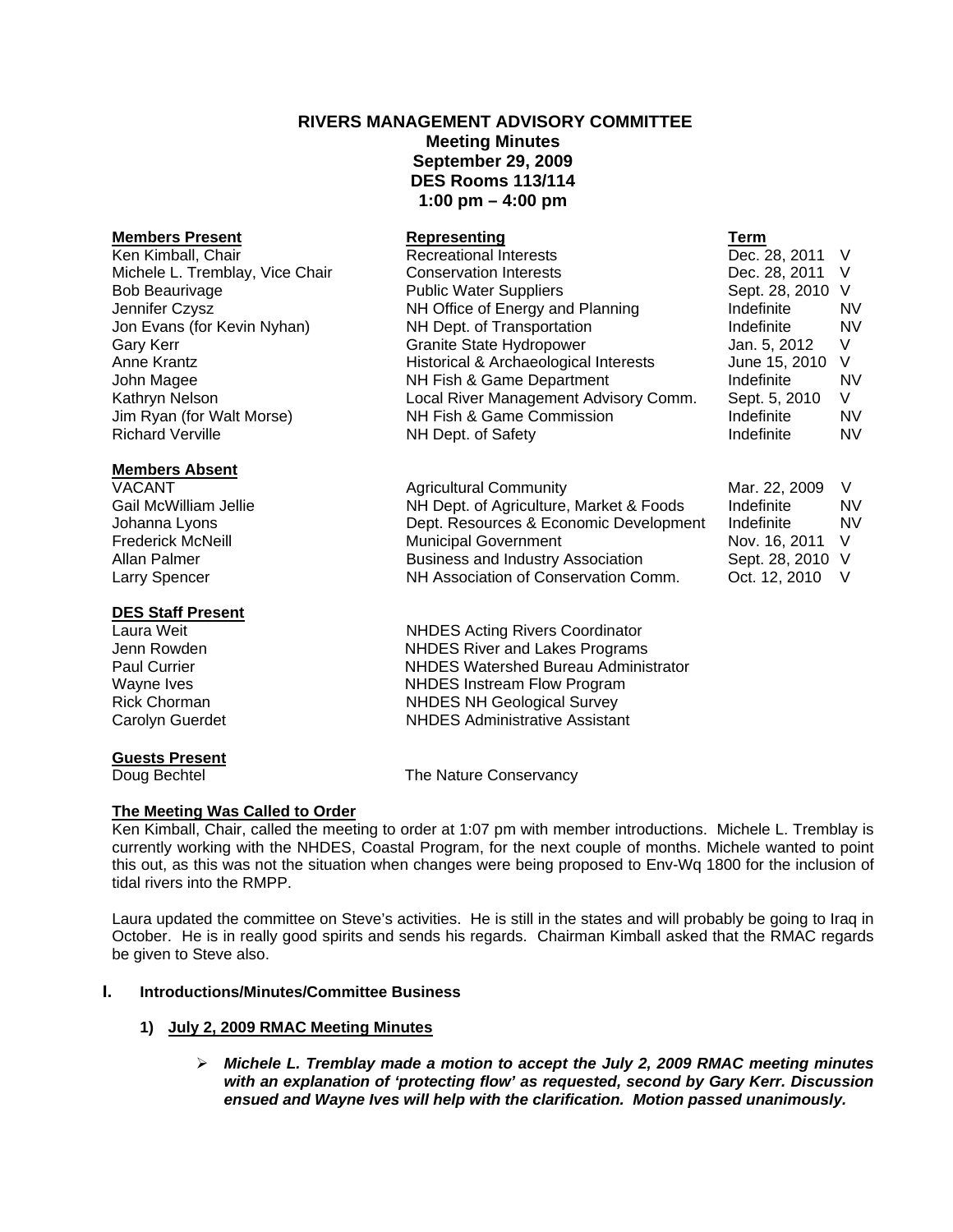# RIVERS MANAGEMENT ADVISORY COMMITTEE
## Meeting Minutes
## September 29, 2009
## DES Rooms 113/114
## 1:00 pm – 4:00 pm

| **Members Present** | **Representing** | **Term** | |
|---|---|---|---|
| Ken Kimball, Chair | Recreational Interests | Dec. 28, 2011 | V |
| Michele L. Tremblay, Vice Chair | Conservation Interests | Dec. 28, 2011 | V |
| Bob Beaurivage | Public Water Suppliers | Sept. 28, 2010 | V |
| Jennifer Czysz | NH Office of Energy and Planning | Indefinite | NV |
| Jon Evans (for Kevin Nyhan) | NH Dept. of Transportation | Indefinite | NV |
| Gary Kerr | Granite State Hydropower | Jan. 5, 2012 | V |
| Anne Krantz | Historical & Archaeological Interests | June 15, 2010 | V |
| John Magee | NH Fish & Game Department | Indefinite | NV |
| Kathryn Nelson | Local River Management Advisory Comm. | Sept. 5, 2010 | V |
| Jim Ryan (for Walt Morse) | NH Fish & Game Commission | Indefinite | NV |
| Richard Verville | NH Dept. of Safety | Indefinite | NV |

| **Members Absent** | | | |
|---|---|---|---|
| VACANT | Agricultural Community | Mar. 22, 2009 | V |
| Gail McWilliam Jellie | NH Dept. of Agriculture, Market & Foods | Indefinite | NV |
| Johanna Lyons | Dept. Resources & Economic Development | Indefinite | NV |
| Frederick McNeill | Municipal Government | Nov. 16, 2011 | V |
| Allan Palmer | Business and Industry Association | Sept. 28, 2010 | V |
| Larry Spencer | NH Association of Conservation Comm. | Oct. 12, 2010 | V |

| **DES Staff Present** | |
|---|---|
| Laura Weit | NHDES Acting Rivers Coordinator |
| Jenn Rowden | NHDES River and Lakes Programs |
| Paul Currier | NHDES Watershed Bureau Administrator |
| Wayne Ives | NHDES Instream Flow Program |
| Rick Chorman | NHDES NH Geological Survey |
| Carolyn Guerdet | NHDES Administrative Assistant |

| **Guests Present** | |
|---|---|
| Doug Bechtel | The Nature Conservancy |

**The Meeting Was Called to Order**

Ken Kimball, Chair, called the meeting to order at 1:07 pm with member introductions. Michele L. Tremblay is currently working with the NHDES, Coastal Program, for the next couple of months. Michele wanted to point this out, as this was not the situation when changes were being proposed to Env-Wq 1800 for the inclusion of tidal rivers into the RMPP.

Laura updated the committee on Steve's activities. He is still in the states and will probably be going to Iraq in October. He is in really good spirits and sends his regards. Chairman Kimball asked that the RMAC regards be given to Steve also.

## I. Introductions/Minutes/Committee Business

### 1) July 2, 2009 RMAC Meeting Minutes

- ***Michele L. Tremblay made a motion to accept the July 2, 2009 RMAC meeting minutes with an explanation of 'protecting flow' as requested, second by Gary Kerr. Discussion ensued and Wayne Ives will help with the clarification. Motion passed unanimously.***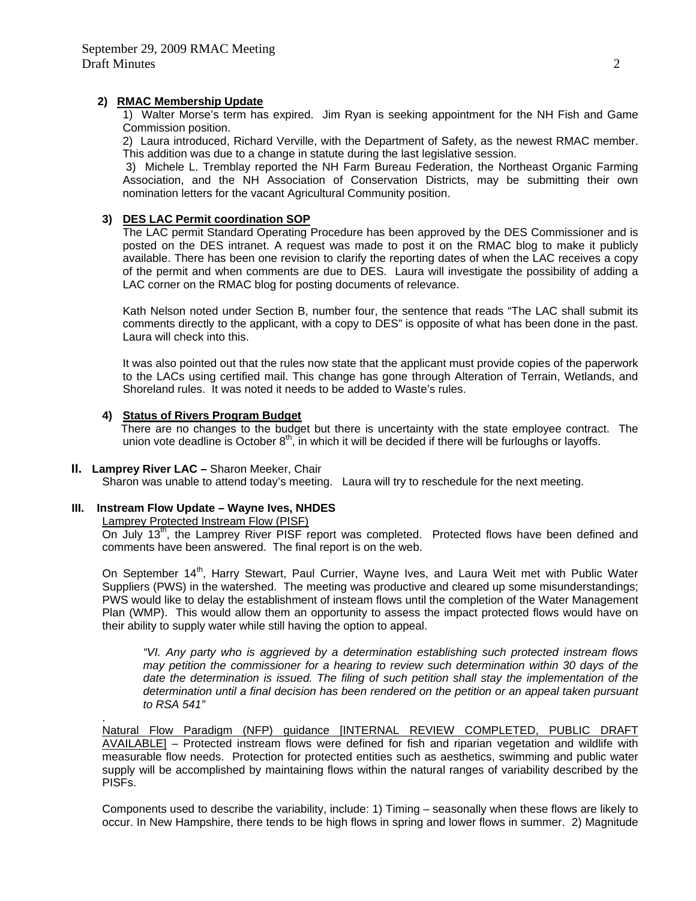**2) RMAC Membership Update**

1) Walter Morse's term has expired. Jim Ryan is seeking appointment for the NH Fish and Game Commission position.

2) Laura introduced, Richard Verville, with the Department of Safety, as the newest RMAC member. This addition was due to a change in statute during the last legislative session.

3) Michele L. Tremblay reported the NH Farm Bureau Federation, the Northeast Organic Farming Association, and the NH Association of Conservation Districts, may be submitting their own nomination letters for the vacant Agricultural Community position.

**3) DES LAC Permit coordination SOP**

The LAC permit Standard Operating Procedure has been approved by the DES Commissioner and is posted on the DES intranet. A request was made to post it on the RMAC blog to make it publicly available. There has been one revision to clarify the reporting dates of when the LAC receives a copy of the permit and when comments are due to DES. Laura will investigate the possibility of adding a LAC corner on the RMAC blog for posting documents of relevance.

Kath Nelson noted under Section B, number four, the sentence that reads "The LAC shall submit its comments directly to the applicant, with a copy to DES" is opposite of what has been done in the past. Laura will check into this.

It was also pointed out that the rules now state that the applicant must provide copies of the paperwork to the LACs using certified mail. This change has gone through Alteration of Terrain, Wetlands, and Shoreland rules. It was noted it needs to be added to Waste's rules.

**4) Status of Rivers Program Budget**

There are no changes to the budget but there is uncertainty with the state employee contract. The union vote deadline is October 8th, in which it will be decided if there will be furloughs or layoffs.

## II. Lamprey River LAC – Sharon Meeker, Chair

Sharon was unable to attend today's meeting. Laura will try to reschedule for the next meeting.

## III. Instream Flow Update – Wayne Ives, NHDES

Lamprey Protected Instream Flow (PISF)

On July 13th, the Lamprey River PISF report was completed. Protected flows have been defined and comments have been answered. The final report is on the web.

On September 14th, Harry Stewart, Paul Currier, Wayne Ives, and Laura Weit met with Public Water Suppliers (PWS) in the watershed. The meeting was productive and cleared up some misunderstandings; PWS would like to delay the establishment of insteam flows until the completion of the Water Management Plan (WMP). This would allow them an opportunity to assess the impact protected flows would have on their ability to supply water while still having the option to appeal.

> *"VI. Any party who is aggrieved by a determination establishing such protected instream flows may petition the commissioner for a hearing to review such determination within 30 days of the date the determination is issued. The filing of such petition shall stay the implementation of the determination until a final decision has been rendered on the petition or an appeal taken pursuant to RSA 541"*

.

Natural Flow Paradigm (NFP) guidance [INTERNAL REVIEW COMPLETED, PUBLIC DRAFT AVAILABLE] – Protected instream flows were defined for fish and riparian vegetation and wildlife with measurable flow needs. Protection for protected entities such as aesthetics, swimming and public water supply will be accomplished by maintaining flows within the natural ranges of variability described by the PISFs.

Components used to describe the variability, include: 1) Timing – seasonally when these flows are likely to occur. In New Hampshire, there tends to be high flows in spring and lower flows in summer. 2) Magnitude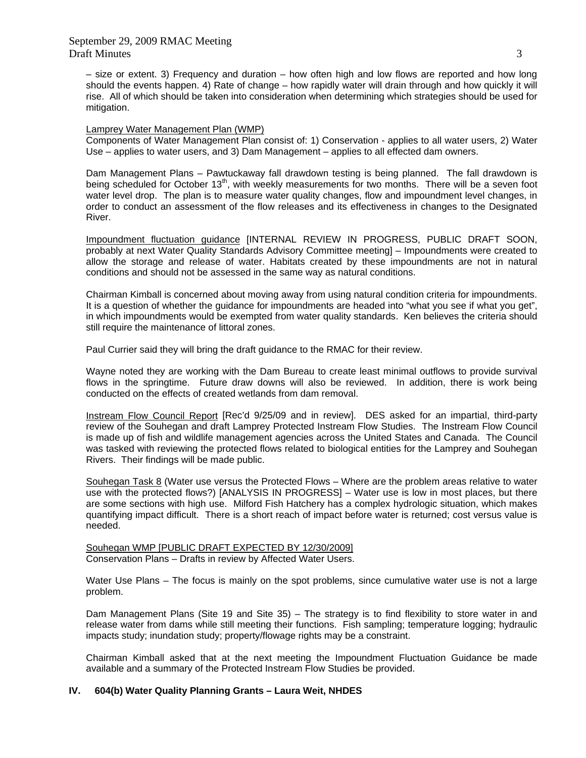– size or extent. 3) Frequency and duration – how often high and low flows are reported and how long should the events happen. 4) Rate of change – how rapidly water will drain through and how quickly it will rise. All of which should be taken into consideration when determining which strategies should be used for mitigation.

Lamprey Water Management Plan (WMP)

Components of Water Management Plan consist of: 1) Conservation - applies to all water users, 2) Water Use – applies to water users, and 3) Dam Management – applies to all effected dam owners.

Dam Management Plans – Pawtuckaway fall drawdown testing is being planned. The fall drawdown is being scheduled for October 13th, with weekly measurements for two months. There will be a seven foot water level drop. The plan is to measure water quality changes, flow and impoundment level changes, in order to conduct an assessment of the flow releases and its effectiveness in changes to the Designated River.

Impoundment fluctuation guidance [INTERNAL REVIEW IN PROGRESS, PUBLIC DRAFT SOON, probably at next Water Quality Standards Advisory Committee meeting] – Impoundments were created to allow the storage and release of water. Habitats created by these impoundments are not in natural conditions and should not be assessed in the same way as natural conditions.

Chairman Kimball is concerned about moving away from using natural condition criteria for impoundments. It is a question of whether the guidance for impoundments are headed into "what you see if what you get", in which impoundments would be exempted from water quality standards. Ken believes the criteria should still require the maintenance of littoral zones.

Paul Currier said they will bring the draft guidance to the RMAC for their review.

Wayne noted they are working with the Dam Bureau to create least minimal outflows to provide survival flows in the springtime. Future draw downs will also be reviewed. In addition, there is work being conducted on the effects of created wetlands from dam removal.

Instream Flow Council Report [Rec'd 9/25/09 and in review]. DES asked for an impartial, third-party review of the Souhegan and draft Lamprey Protected Instream Flow Studies. The Instream Flow Council is made up of fish and wildlife management agencies across the United States and Canada. The Council was tasked with reviewing the protected flows related to biological entities for the Lamprey and Souhegan Rivers. Their findings will be made public.

Souhegan Task 8 (Water use versus the Protected Flows – Where are the problem areas relative to water use with the protected flows?) [ANALYSIS IN PROGRESS] – Water use is low in most places, but there are some sections with high use. Milford Fish Hatchery has a complex hydrologic situation, which makes quantifying impact difficult. There is a short reach of impact before water is returned; cost versus value is needed.

Souhegan WMP [PUBLIC DRAFT EXPECTED BY 12/30/2009]

Conservation Plans – Drafts in review by Affected Water Users.

Water Use Plans – The focus is mainly on the spot problems, since cumulative water use is not a large problem.

Dam Management Plans (Site 19 and Site 35) – The strategy is to find flexibility to store water in and release water from dams while still meeting their functions. Fish sampling; temperature logging; hydraulic impacts study; inundation study; property/flowage rights may be a constraint.

Chairman Kimball asked that at the next meeting the Impoundment Fluctuation Guidance be made available and a summary of the Protected Instream Flow Studies be provided.

## IV. 604(b) Water Quality Planning Grants – Laura Weit, NHDES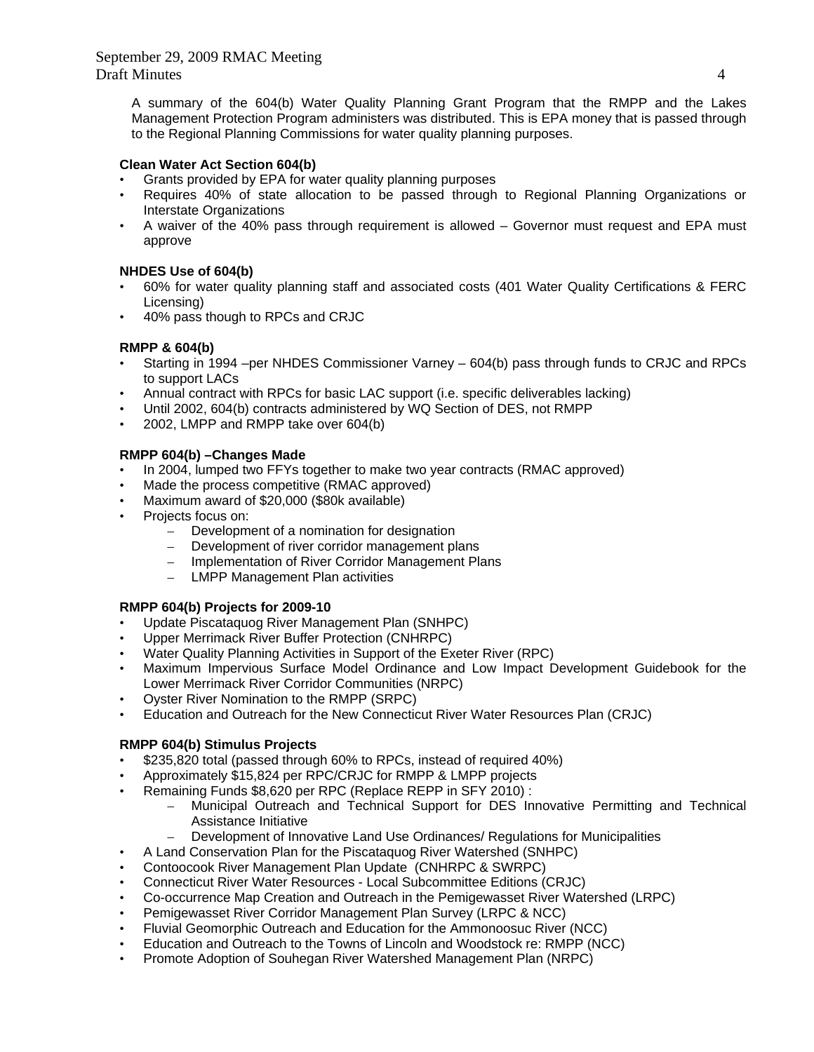A summary of the 604(b) Water Quality Planning Grant Program that the RMPP and the Lakes Management Protection Program administers was distributed. This is EPA money that is passed through to the Regional Planning Commissions for water quality planning purposes.

**Clean Water Act Section 604(b)**

- Grants provided by EPA for water quality planning purposes
- Requires 40% of state allocation to be passed through to Regional Planning Organizations or Interstate Organizations
- A waiver of the 40% pass through requirement is allowed – Governor must request and EPA must approve

**NHDES Use of 604(b)**

- 60% for water quality planning staff and associated costs (401 Water Quality Certifications & FERC Licensing)
- 40% pass though to RPCs and CRJC

**RMPP & 604(b)**

- Starting in 1994 –per NHDES Commissioner Varney – 604(b) pass through funds to CRJC and RPCs to support LACs
- Annual contract with RPCs for basic LAC support (i.e. specific deliverables lacking)
- Until 2002, 604(b) contracts administered by WQ Section of DES, not RMPP
- 2002, LMPP and RMPP take over 604(b)

**RMPP 604(b) –Changes Made**

- In 2004, lumped two FFYs together to make two year contracts (RMAC approved)
- Made the process competitive (RMAC approved)
- Maximum award of $20,000 ($80k available)
- Projects focus on:
  - Development of a nomination for designation
  - Development of river corridor management plans
  - Implementation of River Corridor Management Plans
  - LMPP Management Plan activities

**RMPP 604(b) Projects for 2009-10**

- Update Piscataquog River Management Plan (SNHPC)
- Upper Merrimack River Buffer Protection (CNHRPC)
- Water Quality Planning Activities in Support of the Exeter River (RPC)
- Maximum Impervious Surface Model Ordinance and Low Impact Development Guidebook for the Lower Merrimack River Corridor Communities (NRPC)
- Oyster River Nomination to the RMPP (SRPC)
- Education and Outreach for the New Connecticut River Water Resources Plan (CRJC)

**RMPP 604(b) Stimulus Projects**

- $235,820 total (passed through 60% to RPCs, instead of required 40%)
- Approximately $15,824 per RPC/CRJC for RMPP & LMPP projects
- Remaining Funds $8,620 per RPC (Replace REPP in SFY 2010) :
  - Municipal Outreach and Technical Support for DES Innovative Permitting and Technical Assistance Initiative
  - Development of Innovative Land Use Ordinances/ Regulations for Municipalities
- A Land Conservation Plan for the Piscataquog River Watershed (SNHPC)
- Contoocook River Management Plan Update (CNHRPC & SWRPC)
- Connecticut River Water Resources - Local Subcommittee Editions (CRJC)
- Co-occurrence Map Creation and Outreach in the Pemigewasset River Watershed (LRPC)
- Pemigewasset River Corridor Management Plan Survey (LRPC & NCC)
- Fluvial Geomorphic Outreach and Education for the Ammonoosuc River (NCC)
- Education and Outreach to the Towns of Lincoln and Woodstock re: RMPP (NCC)
- Promote Adoption of Souhegan River Watershed Management Plan (NRPC)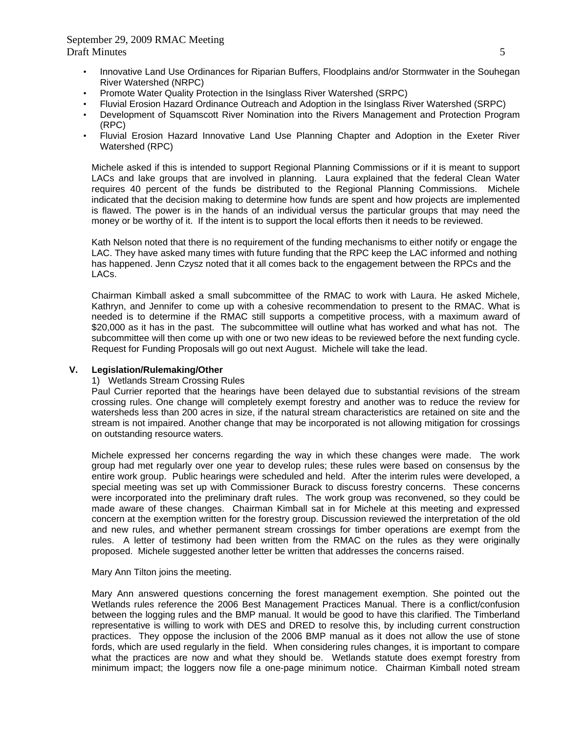- Innovative Land Use Ordinances for Riparian Buffers, Floodplains and/or Stormwater in the Souhegan River Watershed (NRPC)
- Promote Water Quality Protection in the Isinglass River Watershed (SRPC)
- Fluvial Erosion Hazard Ordinance Outreach and Adoption in the Isinglass River Watershed (SRPC)
- Development of Squamscott River Nomination into the Rivers Management and Protection Program (RPC)
- Fluvial Erosion Hazard Innovative Land Use Planning Chapter and Adoption in the Exeter River Watershed (RPC)

Michele asked if this is intended to support Regional Planning Commissions or if it is meant to support LACs and lake groups that are involved in planning. Laura explained that the federal Clean Water requires 40 percent of the funds be distributed to the Regional Planning Commissions. Michele indicated that the decision making to determine how funds are spent and how projects are implemented is flawed. The power is in the hands of an individual versus the particular groups that may need the money or be worthy of it. If the intent is to support the local efforts then it needs to be reviewed.

Kath Nelson noted that there is no requirement of the funding mechanisms to either notify or engage the LAC. They have asked many times with future funding that the RPC keep the LAC informed and nothing has happened. Jenn Czysz noted that it all comes back to the engagement between the RPCs and the LACs.

Chairman Kimball asked a small subcommittee of the RMAC to work with Laura. He asked Michele, Kathryn, and Jennifer to come up with a cohesive recommendation to present to the RMAC. What is needed is to determine if the RMAC still supports a competitive process, with a maximum award of $20,000 as it has in the past. The subcommittee will outline what has worked and what has not. The subcommittee will then come up with one or two new ideas to be reviewed before the next funding cycle. Request for Funding Proposals will go out next August. Michele will take the lead.

## V. Legislation/Rulemaking/Other

1) Wetlands Stream Crossing Rules

Paul Currier reported that the hearings have been delayed due to substantial revisions of the stream crossing rules. One change will completely exempt forestry and another was to reduce the review for watersheds less than 200 acres in size, if the natural stream characteristics are retained on site and the stream is not impaired. Another change that may be incorporated is not allowing mitigation for crossings on outstanding resource waters.

Michele expressed her concerns regarding the way in which these changes were made. The work group had met regularly over one year to develop rules; these rules were based on consensus by the entire work group. Public hearings were scheduled and held. After the interim rules were developed, a special meeting was set up with Commissioner Burack to discuss forestry concerns. These concerns were incorporated into the preliminary draft rules. The work group was reconvened, so they could be made aware of these changes. Chairman Kimball sat in for Michele at this meeting and expressed concern at the exemption written for the forestry group. Discussion reviewed the interpretation of the old and new rules, and whether permanent stream crossings for timber operations are exempt from the rules. A letter of testimony had been written from the RMAC on the rules as they were originally proposed. Michele suggested another letter be written that addresses the concerns raised.

Mary Ann Tilton joins the meeting.

Mary Ann answered questions concerning the forest management exemption. She pointed out the Wetlands rules reference the 2006 Best Management Practices Manual. There is a conflict/confusion between the logging rules and the BMP manual. It would be good to have this clarified. The Timberland representative is willing to work with DES and DRED to resolve this, by including current construction practices. They oppose the inclusion of the 2006 BMP manual as it does not allow the use of stone fords, which are used regularly in the field. When considering rules changes, it is important to compare what the practices are now and what they should be. Wetlands statute does exempt forestry from minimum impact; the loggers now file a one-page minimum notice. Chairman Kimball noted stream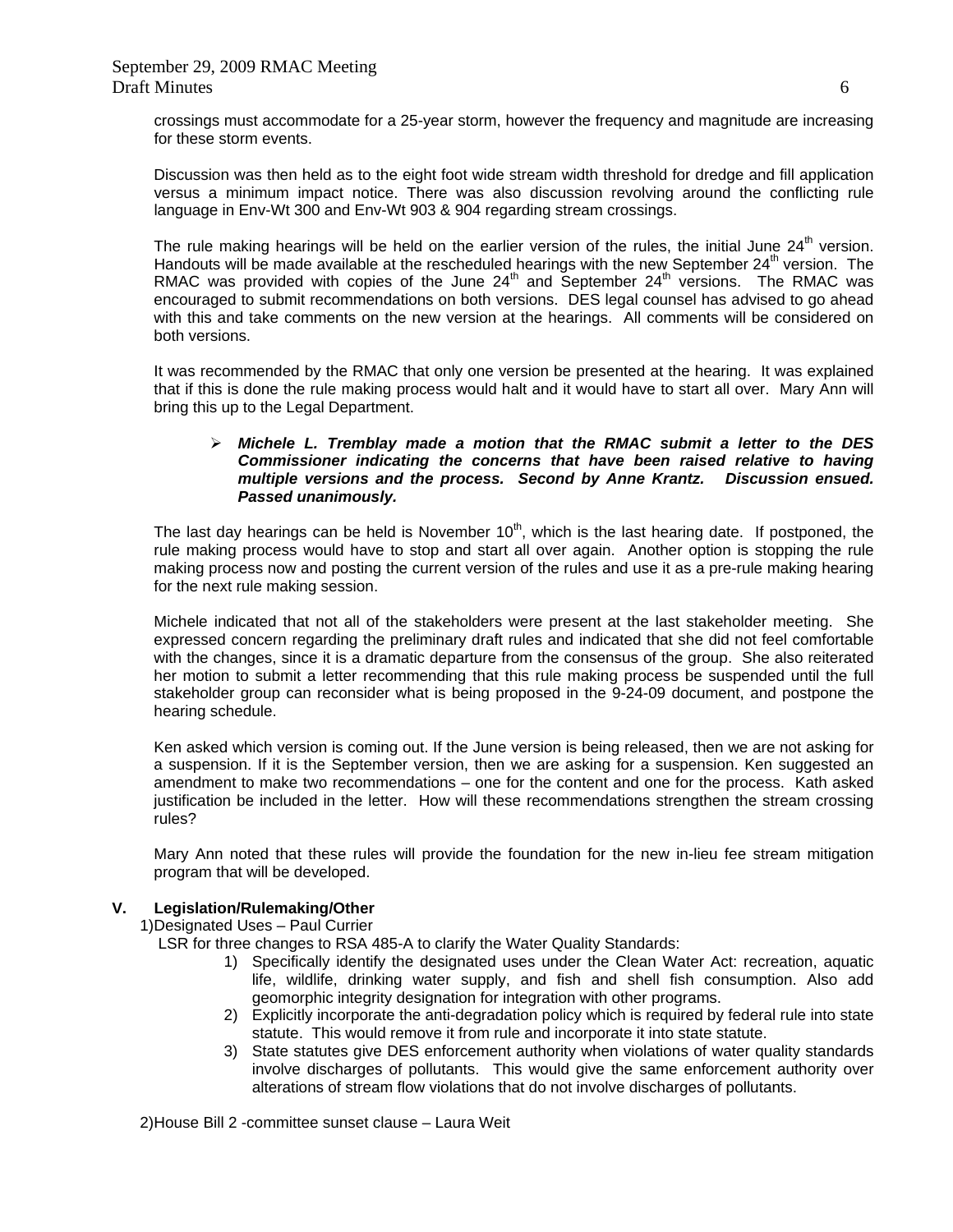crossings must accommodate for a 25-year storm, however the frequency and magnitude are increasing for these storm events.

Discussion was then held as to the eight foot wide stream width threshold for dredge and fill application versus a minimum impact notice. There was also discussion revolving around the conflicting rule language in Env-Wt 300 and Env-Wt 903 & 904 regarding stream crossings.

The rule making hearings will be held on the earlier version of the rules, the initial June 24th version. Handouts will be made available at the rescheduled hearings with the new September 24th version. The RMAC was provided with copies of the June 24th and September 24th versions. The RMAC was encouraged to submit recommendations on both versions. DES legal counsel has advised to go ahead with this and take comments on the new version at the hearings. All comments will be considered on both versions.

It was recommended by the RMAC that only one version be presented at the hearing. It was explained that if this is done the rule making process would halt and it would have to start all over. Mary Ann will bring this up to the Legal Department.

- ***Michele L. Tremblay made a motion that the RMAC submit a letter to the DES Commissioner indicating the concerns that have been raised relative to having multiple versions and the process. Second by Anne Krantz. Discussion ensued. Passed unanimously.***

The last day hearings can be held is November 10th, which is the last hearing date. If postponed, the rule making process would have to stop and start all over again. Another option is stopping the rule making process now and posting the current version of the rules and use it as a pre-rule making hearing for the next rule making session.

Michele indicated that not all of the stakeholders were present at the last stakeholder meeting. She expressed concern regarding the preliminary draft rules and indicated that she did not feel comfortable with the changes, since it is a dramatic departure from the consensus of the group. She also reiterated her motion to submit a letter recommending that this rule making process be suspended until the full stakeholder group can reconsider what is being proposed in the 9-24-09 document, and postpone the hearing schedule.

Ken asked which version is coming out. If the June version is being released, then we are not asking for a suspension. If it is the September version, then we are asking for a suspension. Ken suggested an amendment to make two recommendations – one for the content and one for the process. Kath asked justification be included in the letter. How will these recommendations strengthen the stream crossing rules?

Mary Ann noted that these rules will provide the foundation for the new in-lieu fee stream mitigation program that will be developed.

## V. Legislation/Rulemaking/Other

1)Designated Uses – Paul Currier

LSR for three changes to RSA 485-A to clarify the Water Quality Standards:

1) Specifically identify the designated uses under the Clean Water Act: recreation, aquatic life, wildlife, drinking water supply, and fish and shell fish consumption. Also add geomorphic integrity designation for integration with other programs.
2) Explicitly incorporate the anti-degradation policy which is required by federal rule into state statute. This would remove it from rule and incorporate it into state statute.
3) State statutes give DES enforcement authority when violations of water quality standards involve discharges of pollutants. This would give the same enforcement authority over alterations of stream flow violations that do not involve discharges of pollutants.

2)House Bill 2 -committee sunset clause – Laura Weit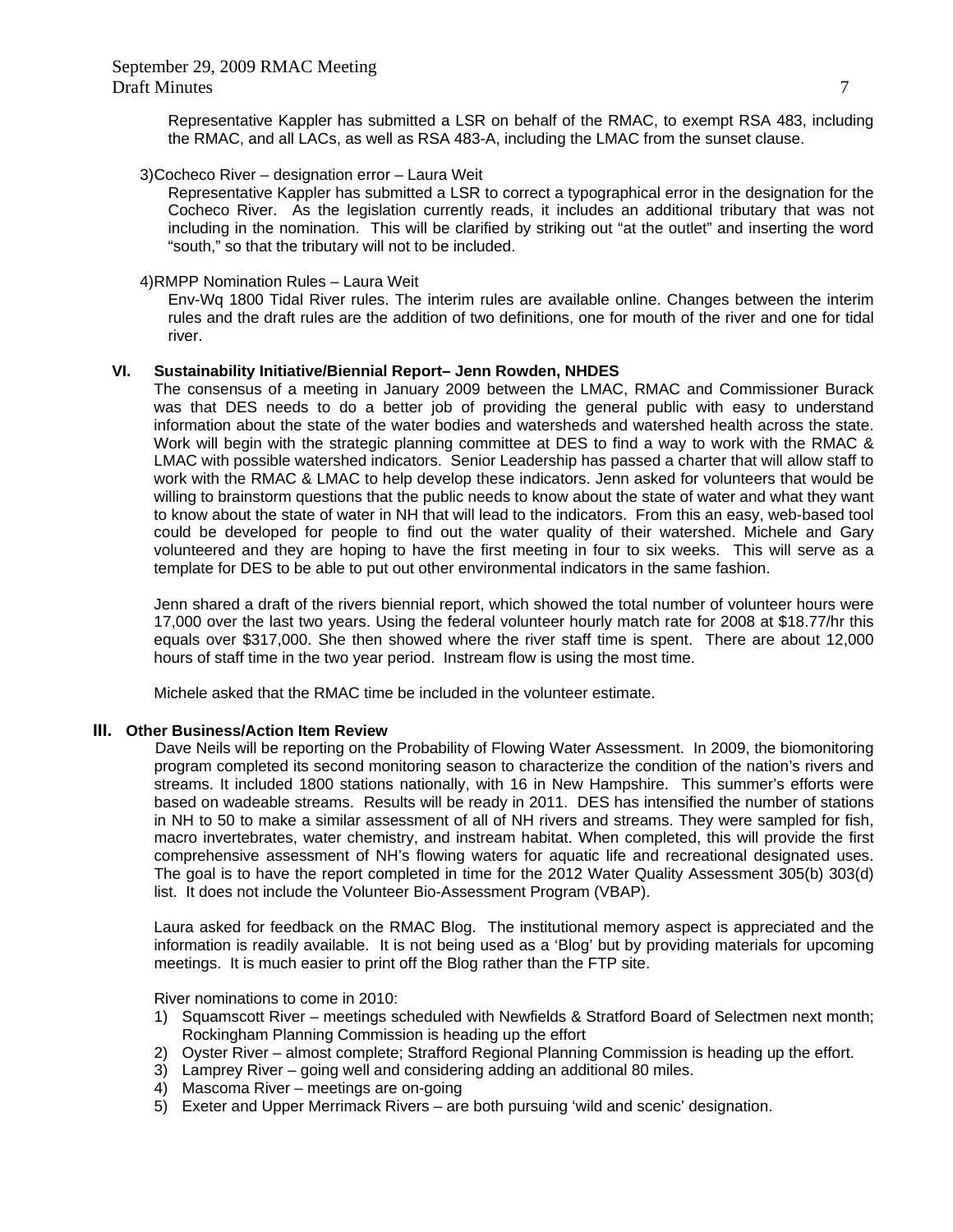Representative Kappler has submitted a LSR on behalf of the RMAC, to exempt RSA 483, including the RMAC, and all LACs, as well as RSA 483-A, including the LMAC from the sunset clause.

3)Cocheco River – designation error – Laura Weit

Representative Kappler has submitted a LSR to correct a typographical error in the designation for the Cocheco River. As the legislation currently reads, it includes an additional tributary that was not including in the nomination. This will be clarified by striking out "at the outlet" and inserting the word "south," so that the tributary will not to be included.

4)RMPP Nomination Rules – Laura Weit

Env-Wq 1800 Tidal River rules. The interim rules are available online. Changes between the interim rules and the draft rules are the addition of two definitions, one for mouth of the river and one for tidal river.

## VI. Sustainability Initiative/Biennial Report– Jenn Rowden, NHDES

The consensus of a meeting in January 2009 between the LMAC, RMAC and Commissioner Burack was that DES needs to do a better job of providing the general public with easy to understand information about the state of the water bodies and watersheds and watershed health across the state. Work will begin with the strategic planning committee at DES to find a way to work with the RMAC & LMAC with possible watershed indicators. Senior Leadership has passed a charter that will allow staff to work with the RMAC & LMAC to help develop these indicators. Jenn asked for volunteers that would be willing to brainstorm questions that the public needs to know about the state of water and what they want to know about the state of water in NH that will lead to the indicators. From this an easy, web-based tool could be developed for people to find out the water quality of their watershed. Michele and Gary volunteered and they are hoping to have the first meeting in four to six weeks. This will serve as a template for DES to be able to put out other environmental indicators in the same fashion.

Jenn shared a draft of the rivers biennial report, which showed the total number of volunteer hours were 17,000 over the last two years. Using the federal volunteer hourly match rate for 2008 at $18.77/hr this equals over $317,000. She then showed where the river staff time is spent. There are about 12,000 hours of staff time in the two year period. Instream flow is using the most time.

Michele asked that the RMAC time be included in the volunteer estimate.

## III. Other Business/Action Item Review

Dave Neils will be reporting on the Probability of Flowing Water Assessment. In 2009, the biomonitoring program completed its second monitoring season to characterize the condition of the nation's rivers and streams. It included 1800 stations nationally, with 16 in New Hampshire. This summer's efforts were based on wadeable streams. Results will be ready in 2011. DES has intensified the number of stations in NH to 50 to make a similar assessment of all of NH rivers and streams. They were sampled for fish, macro invertebrates, water chemistry, and instream habitat. When completed, this will provide the first comprehensive assessment of NH's flowing waters for aquatic life and recreational designated uses. The goal is to have the report completed in time for the 2012 Water Quality Assessment 305(b) 303(d) list. It does not include the Volunteer Bio-Assessment Program (VBAP).

Laura asked for feedback on the RMAC Blog. The institutional memory aspect is appreciated and the information is readily available. It is not being used as a 'Blog' but by providing materials for upcoming meetings. It is much easier to print off the Blog rather than the FTP site.

River nominations to come in 2010:

1) Squamscott River – meetings scheduled with Newfields & Stratford Board of Selectmen next month; Rockingham Planning Commission is heading up the effort
2) Oyster River – almost complete; Strafford Regional Planning Commission is heading up the effort.
3) Lamprey River – going well and considering adding an additional 80 miles.
4) Mascoma River – meetings are on-going
5) Exeter and Upper Merrimack Rivers – are both pursuing 'wild and scenic' designation.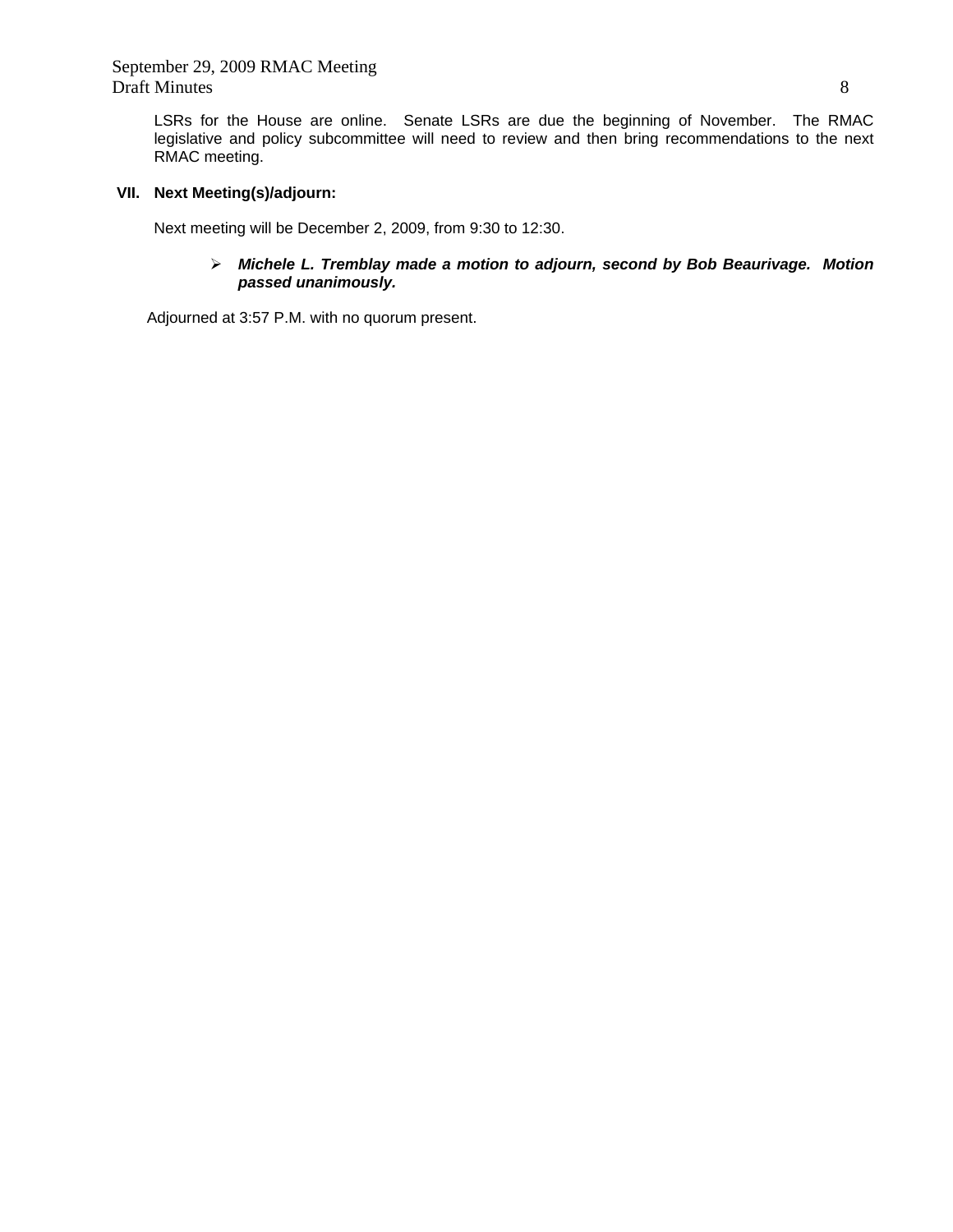LSRs for the House are online. Senate LSRs are due the beginning of November. The RMAC legislative and policy subcommittee will need to review and then bring recommendations to the next RMAC meeting.

**VII. Next Meeting(s)/adjourn:**

Next meeting will be December 2, 2009, from 9:30 to 12:30.

- ***Michele L. Tremblay made a motion to adjourn, second by Bob Beaurivage. Motion passed unanimously.***

Adjourned at 3:57 P.M. with no quorum present.